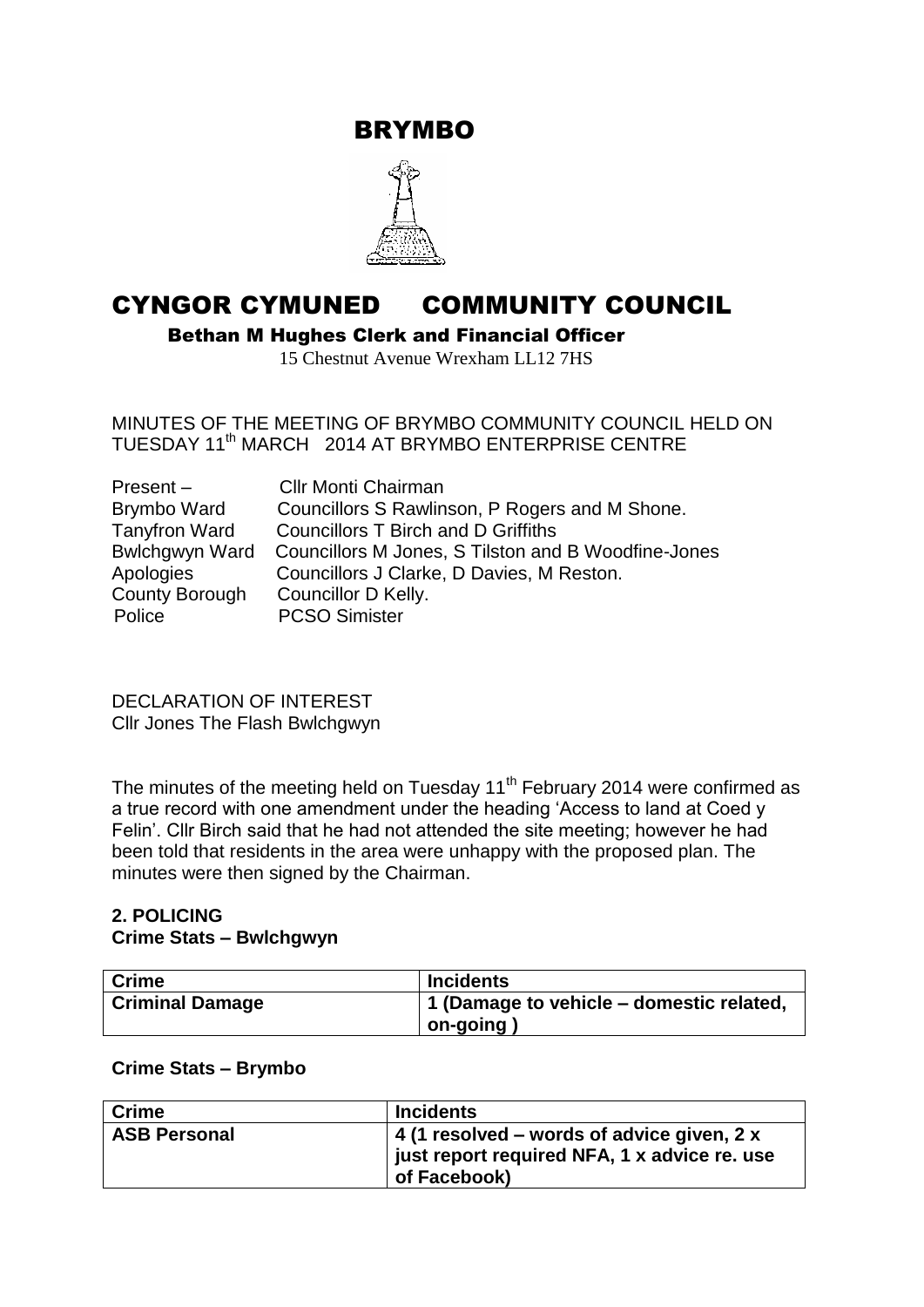# BRYMBO

# CYNGOR CYMUNED COMMUNITY COUNCIL

**Bethan M Hughes Clerk and Financial Officer**

15 Chestnut Avenue Wrexham LL12 7HS

MINUTES OF THE MEETING OF BRYMBO COMMUNITY COUNCIL HELD ON TUESDAY 11th MARCH 2014 AT BRYMBO ENTERPRISE CENTRE

Present – Cllr Monti Chairman
Brymbo Ward Councillors S Rawlinson, P Rogers and M Shone.
Tanyfron Ward Councillors T Birch and D Griffiths
Bwlchgwyn Ward Councillors M Jones, S Tilston and B Woodfine-Jones
Apologies Councillors J Clarke, D Davies, M Reston.
County Borough Councillor D Kelly.
Police PCSO Simister

DECLARATION OF INTEREST
Cllr Jones The Flash Bwlchgwyn

The minutes of the meeting held on Tuesday 11th February 2014 were confirmed as a true record with one amendment under the heading 'Access to land at Coed y Felin'. Cllr Birch said that he had not attended the site meeting; however he had been told that residents in the area were unhappy with the proposed plan. The minutes were then signed by the Chairman.

## 2. POLICING

**Crime Stats – Bwlchgwyn**

| Crime | Incidents |
|---|---|
| **Criminal Damage** | **1 (Damage to vehicle – domestic related, on-going )** |

**Crime Stats – Brymbo**

| Crime | Incidents |
|---|---|
| **ASB Personal** | **4 (1 resolved – words of advice given, 2 x just report required NFA, 1 x advice re. use of Facebook)** |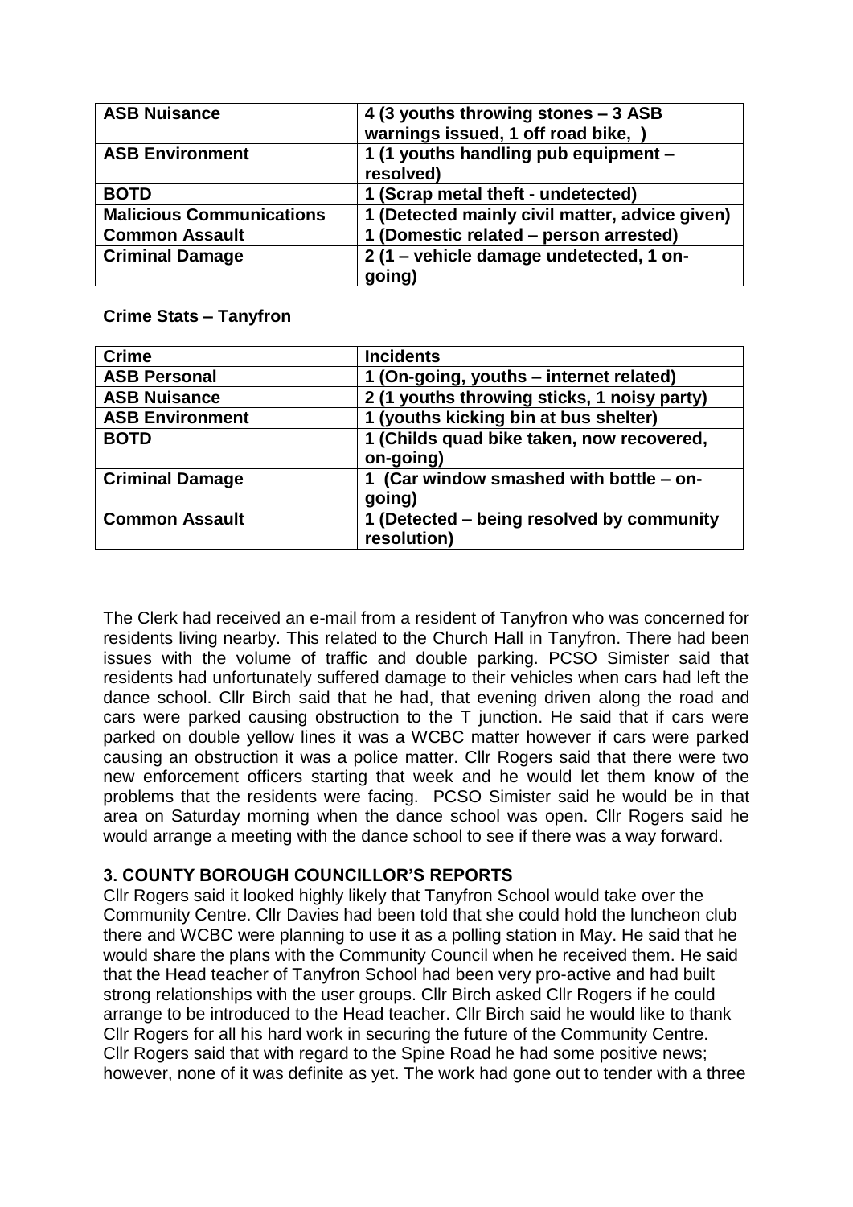| ASB Nuisance | 4 (3 youths throwing stones – 3 ASB warnings issued, 1 off road bike, ) |
|---|---|
| ASB Environment | 1 (1 youths handling pub equipment – resolved) |
| BOTD | 1 (Scrap metal theft - undetected) |
| Malicious Communications | 1 (Detected mainly civil matter, advice given) |
| Common Assault | 1 (Domestic related – person arrested) |
| Criminal Damage | 2 (1 – vehicle damage undetected, 1 on-going) |

**Crime Stats – Tanyfron**

| Crime | Incidents |
|---|---|
| ASB Personal | 1 (On-going, youths – internet related) |
| ASB Nuisance | 2 (1 youths throwing sticks, 1 noisy party) |
| ASB Environment | 1 (youths kicking bin at bus shelter) |
| BOTD | 1 (Childs quad bike taken, now recovered, on-going) |
| Criminal Damage | 1 (Car window smashed with bottle – on-going) |
| Common Assault | 1 (Detected – being resolved by community resolution) |

The Clerk had received an e-mail from a resident of Tanyfron who was concerned for residents living nearby. This related to the Church Hall in Tanyfron. There had been issues with the volume of traffic and double parking. PCSO Simister said that residents had unfortunately suffered damage to their vehicles when cars had left the dance school. Cllr Birch said that he had, that evening driven along the road and cars were parked causing obstruction to the T junction. He said that if cars were parked on double yellow lines it was a WCBC matter however if cars were parked causing an obstruction it was a police matter. Cllr Rogers said that there were two new enforcement officers starting that week and he would let them know of the problems that the residents were facing. PCSO Simister said he would be in that area on Saturday morning when the dance school was open. Cllr Rogers said he would arrange a meeting with the dance school to see if there was a way forward.

### 3. COUNTY BOROUGH COUNCILLOR'S REPORTS

Cllr Rogers said it looked highly likely that Tanyfron School would take over the Community Centre. Cllr Davies had been told that she could hold the luncheon club there and WCBC were planning to use it as a polling station in May. He said that he would share the plans with the Community Council when he received them. He said that the Head teacher of Tanyfron School had been very pro-active and had built strong relationships with the user groups. Cllr Birch asked Cllr Rogers if he could arrange to be introduced to the Head teacher. Cllr Birch said he would like to thank Cllr Rogers for all his hard work in securing the future of the Community Centre. Cllr Rogers said that with regard to the Spine Road he had some positive news; however, none of it was definite as yet. The work had gone out to tender with a three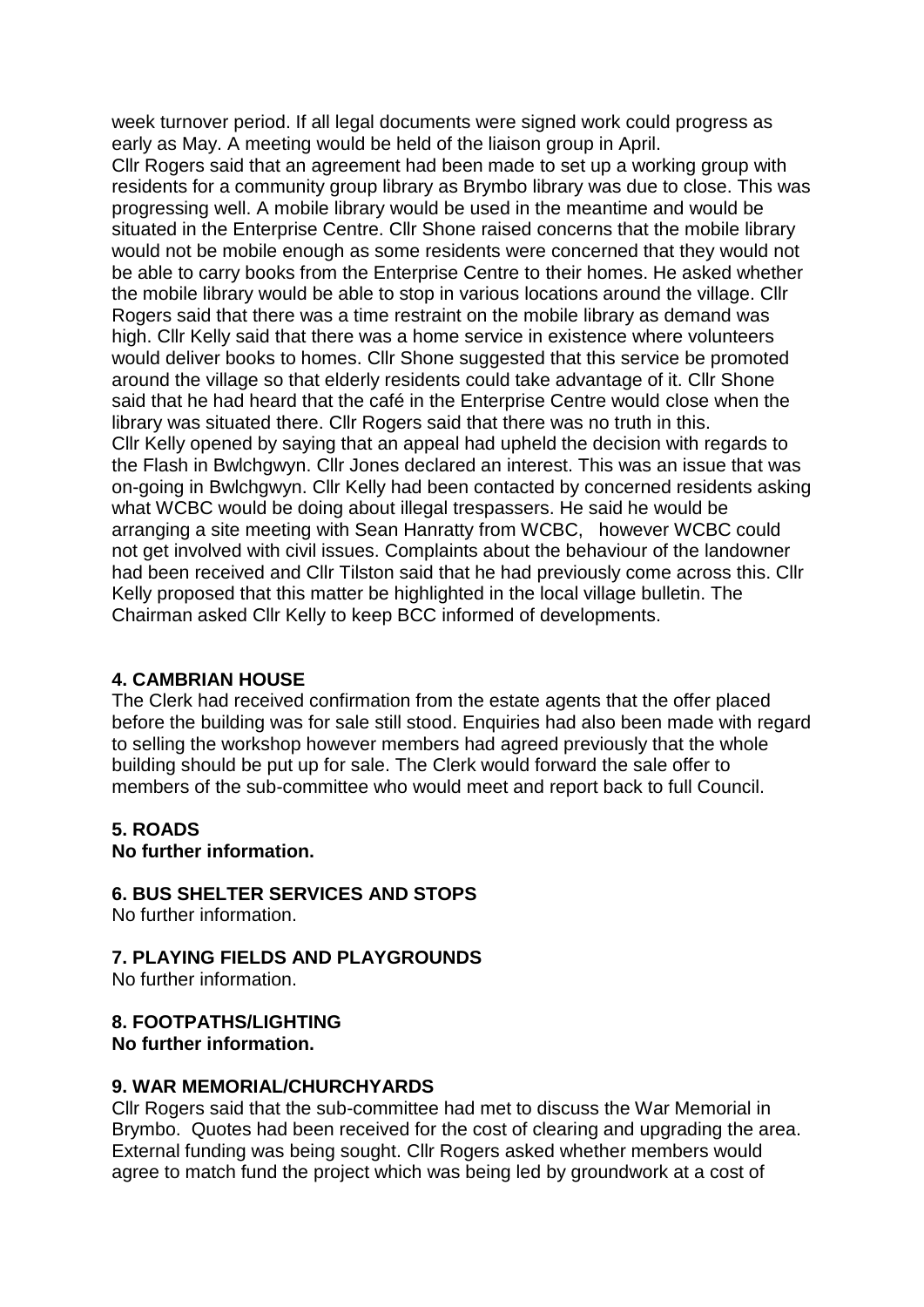week turnover period. If all legal documents were signed work could progress as early as May. A meeting would be held of the liaison group in April.
Cllr Rogers said that an agreement had been made to set up a working group with residents for a community group library as Brymbo library was due to close. This was progressing well. A mobile library would be used in the meantime and would be situated in the Enterprise Centre. Cllr Shone raised concerns that the mobile library would not be mobile enough as some residents were concerned that they would not be able to carry books from the Enterprise Centre to their homes. He asked whether the mobile library would be able to stop in various locations around the village. Cllr Rogers said that there was a time restraint on the mobile library as demand was high. Cllr Kelly said that there was a home service in existence where volunteers would deliver books to homes. Cllr Shone suggested that this service be promoted around the village so that elderly residents could take advantage of it. Cllr Shone said that he had heard that the café in the Enterprise Centre would close when the library was situated there. Cllr Rogers said that there was no truth in this.
Cllr Kelly opened by saying that an appeal had upheld the decision with regards to the Flash in Bwlchgwyn. Cllr Jones declared an interest. This was an issue that was on-going in Bwlchgwyn. Cllr Kelly had been contacted by concerned residents asking what WCBC would be doing about illegal trespassers. He said he would be arranging a site meeting with Sean Hanratty from WCBC, however WCBC could not get involved with civil issues. Complaints about the behaviour of the landowner had been received and Cllr Tilston said that he had previously come across this. Cllr Kelly proposed that this matter be highlighted in the local village bulletin. The Chairman asked Cllr Kelly to keep BCC informed of developments.

## 4. CAMBRIAN HOUSE

The Clerk had received confirmation from the estate agents that the offer placed before the building was for sale still stood. Enquiries had also been made with regard to selling the workshop however members had agreed previously that the whole building should be put up for sale. The Clerk would forward the sale offer to members of the sub-committee who would meet and report back to full Council.

## 5. ROADS

**No further information.**

## 6. BUS SHELTER SERVICES AND STOPS

No further information.

## 7. PLAYING FIELDS AND PLAYGROUNDS

No further information.

## 8. FOOTPATHS/LIGHTING

**No further information.**

## 9. WAR MEMORIAL/CHURCHYARDS

Cllr Rogers said that the sub-committee had met to discuss the War Memorial in Brymbo. Quotes had been received for the cost of clearing and upgrading the area. External funding was being sought. Cllr Rogers asked whether members would agree to match fund the project which was being led by groundwork at a cost of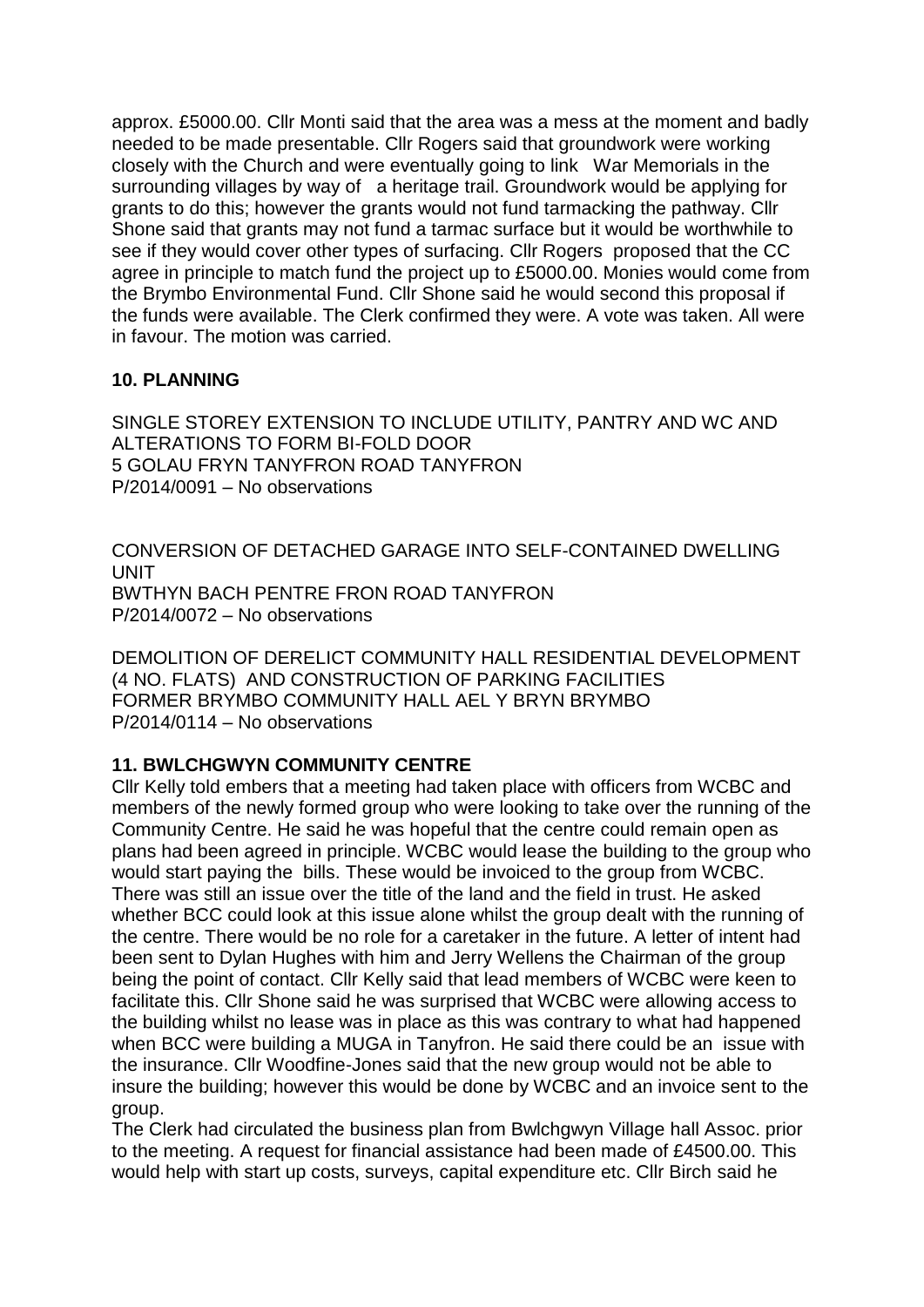approx. £5000.00. Cllr Monti said that the area was a mess at the moment and badly needed to be made presentable. Cllr Rogers said that groundwork were working closely with the Church and were eventually going to link War Memorials in the surrounding villages by way of a heritage trail. Groundwork would be applying for grants to do this; however the grants would not fund tarmacking the pathway. Cllr Shone said that grants may not fund a tarmac surface but it would be worthwhile to see if they would cover other types of surfacing. Cllr Rogers proposed that the CC agree in principle to match fund the project up to £5000.00. Monies would come from the Brymbo Environmental Fund. Cllr Shone said he would second this proposal if the funds were available. The Clerk confirmed they were. A vote was taken. All were in favour. The motion was carried.

## 10. PLANNING

SINGLE STOREY EXTENSION TO INCLUDE UTILITY, PANTRY AND WC AND ALTERATIONS TO FORM BI-FOLD DOOR
5 GOLAU FRYN TANYFRON ROAD TANYFRON
P/2014/0091 – No observations

CONVERSION OF DETACHED GARAGE INTO SELF-CONTAINED DWELLING UNIT
BWTHYN BACH PENTRE FRON ROAD TANYFRON
P/2014/0072 – No observations

DEMOLITION OF DERELICT COMMUNITY HALL RESIDENTIAL DEVELOPMENT (4 NO. FLATS) AND CONSTRUCTION OF PARKING FACILITIES
FORMER BRYMBO COMMUNITY HALL AEL Y BRYN BRYMBO
P/2014/0114 – No observations

## 11. BWLCHGWYN COMMUNITY CENTRE

Cllr Kelly told embers that a meeting had taken place with officers from WCBC and members of the newly formed group who were looking to take over the running of the Community Centre. He said he was hopeful that the centre could remain open as plans had been agreed in principle. WCBC would lease the building to the group who would start paying the bills. These would be invoiced to the group from WCBC. There was still an issue over the title of the land and the field in trust. He asked whether BCC could look at this issue alone whilst the group dealt with the running of the centre. There would be no role for a caretaker in the future. A letter of intent had been sent to Dylan Hughes with him and Jerry Wellens the Chairman of the group being the point of contact. Cllr Kelly said that lead members of WCBC were keen to facilitate this. Cllr Shone said he was surprised that WCBC were allowing access to the building whilst no lease was in place as this was contrary to what had happened when BCC were building a MUGA in Tanyfron. He said there could be an issue with the insurance. Cllr Woodfine-Jones said that the new group would not be able to insure the building; however this would be done by WCBC and an invoice sent to the group.

The Clerk had circulated the business plan from Bwlchgwyn Village hall Assoc. prior to the meeting. A request for financial assistance had been made of £4500.00. This would help with start up costs, surveys, capital expenditure etc. Cllr Birch said he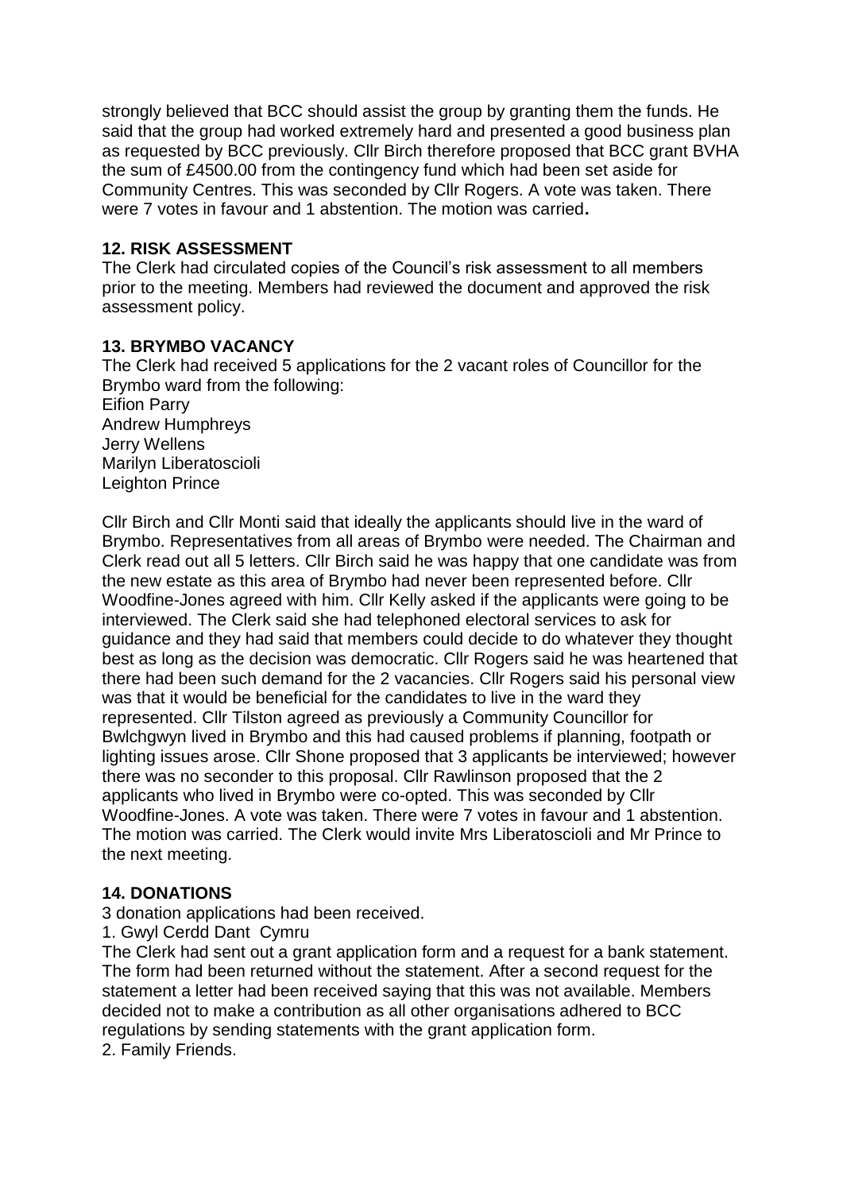strongly believed that BCC should assist the group by granting them the funds. He said that the group had worked extremely hard and presented a good business plan as requested by BCC previously. Cllr Birch therefore proposed that BCC grant BVHA the sum of £4500.00 from the contingency fund which had been set aside for Community Centres. This was seconded by Cllr Rogers. A vote was taken. There were 7 votes in favour and 1 abstention. The motion was carried**.**

## 12. RISK ASSESSMENT

The Clerk had circulated copies of the Council's risk assessment to all members prior to the meeting. Members had reviewed the document and approved the risk assessment policy.

## 13. BRYMBO VACANCY

The Clerk had received 5 applications for the 2 vacant roles of Councillor for the Brymbo ward from the following:
Eifion Parry
Andrew Humphreys
Jerry Wellens
Marilyn Liberatoscioli
Leighton Prince

Cllr Birch and Cllr Monti said that ideally the applicants should live in the ward of Brymbo. Representatives from all areas of Brymbo were needed. The Chairman and Clerk read out all 5 letters. Cllr Birch said he was happy that one candidate was from the new estate as this area of Brymbo had never been represented before. Cllr Woodfine-Jones agreed with him. Cllr Kelly asked if the applicants were going to be interviewed. The Clerk said she had telephoned electoral services to ask for guidance and they had said that members could decide to do whatever they thought best as long as the decision was democratic. Cllr Rogers said he was heartened that there had been such demand for the 2 vacancies. Cllr Rogers said his personal view was that it would be beneficial for the candidates to live in the ward they represented. Cllr Tilston agreed as previously a Community Councillor for Bwlchgwyn lived in Brymbo and this had caused problems if planning, footpath or lighting issues arose. Cllr Shone proposed that 3 applicants be interviewed; however there was no seconder to this proposal. Cllr Rawlinson proposed that the 2 applicants who lived in Brymbo were co-opted. This was seconded by Cllr Woodfine-Jones. A vote was taken. There were 7 votes in favour and 1 abstention. The motion was carried. The Clerk would invite Mrs Liberatoscioli and Mr Prince to the next meeting.

## 14. DONATIONS

3 donation applications had been received.

1. Gwyl Cerdd Dant Cymru

The Clerk had sent out a grant application form and a request for a bank statement. The form had been returned without the statement. After a second request for the statement a letter had been received saying that this was not available. Members decided not to make a contribution as all other organisations adhered to BCC regulations by sending statements with the grant application form.

2. Family Friends.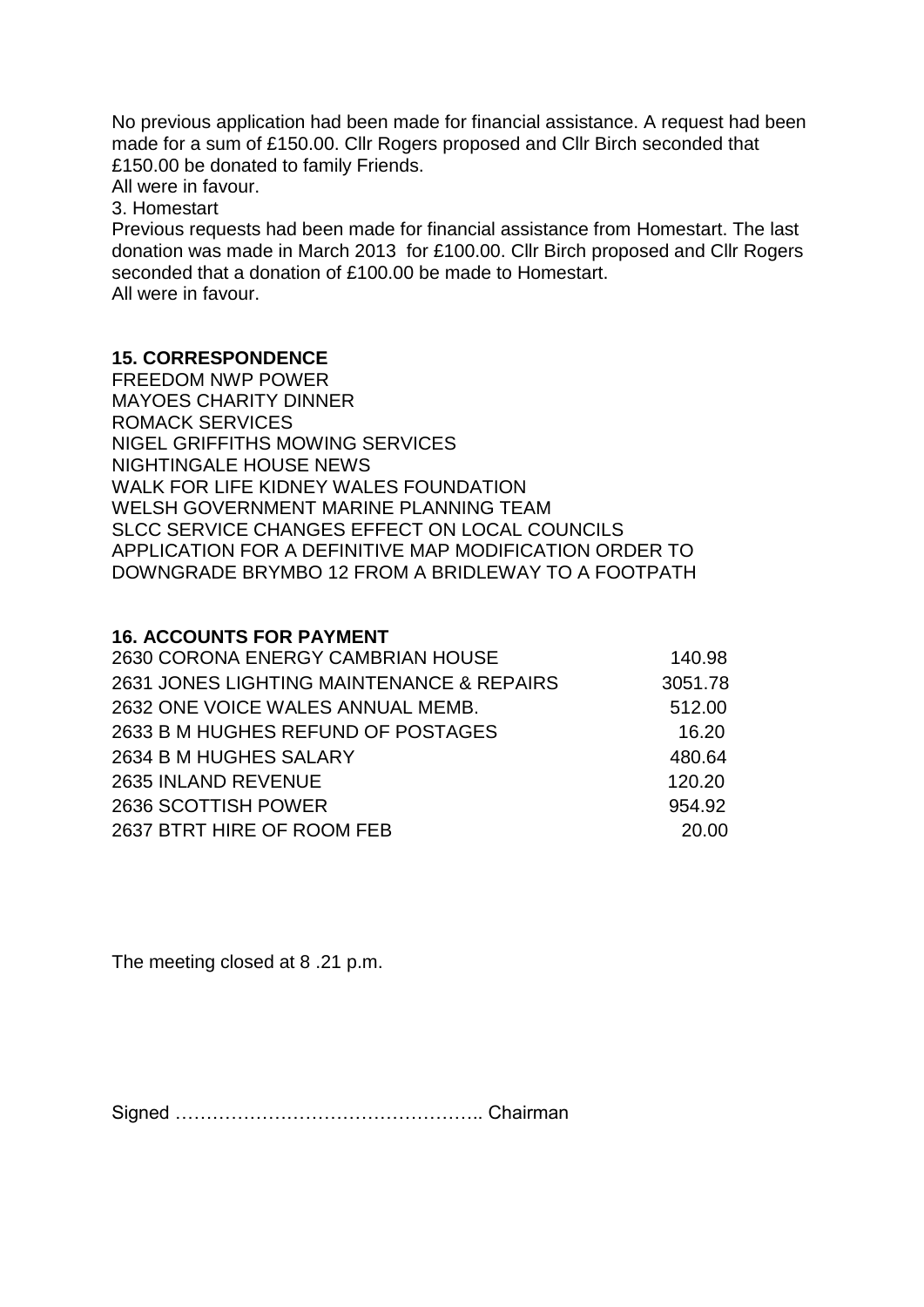No previous application had been made for financial assistance. A request had been made for a sum of £150.00. Cllr Rogers proposed and Cllr Birch seconded that £150.00 be donated to family Friends.
All were in favour.
3. Homestart
Previous requests had been made for financial assistance from Homestart. The last donation was made in March 2013 for £100.00. Cllr Birch proposed and Cllr Rogers seconded that a donation of £100.00 be made to Homestart.
All were in favour.

**15. CORRESPONDENCE**

FREEDOM NWP POWER
MAYOES CHARITY DINNER
ROMACK SERVICES
NIGEL GRIFFITHS MOWING SERVICES
NIGHTINGALE HOUSE NEWS
WALK FOR LIFE KIDNEY WALES FOUNDATION
WELSH GOVERNMENT MARINE PLANNING TEAM
SLCC SERVICE CHANGES EFFECT ON LOCAL COUNCILS
APPLICATION FOR A DEFINITIVE MAP MODIFICATION ORDER TO DOWNGRADE BRYMBO 12 FROM A BRIDLEWAY TO A FOOTPATH

**16. ACCOUNTS FOR PAYMENT**

| | |
|---|---|
| 2630 CORONA ENERGY CAMBRIAN HOUSE | 140.98 |
| 2631 JONES LIGHTING MAINTENANCE & REPAIRS | 3051.78 |
| 2632 ONE VOICE WALES ANNUAL MEMB. | 512.00 |
| 2633 B M HUGHES REFUND OF POSTAGES | 16.20 |
| 2634 B M HUGHES SALARY | 480.64 |
| 2635 INLAND REVENUE | 120.20 |
| 2636 SCOTTISH POWER | 954.92 |
| 2637 BTRT HIRE OF ROOM FEB | 20.00 |

The meeting closed at 8 .21 p.m.

Signed ………………………………………….. Chairman